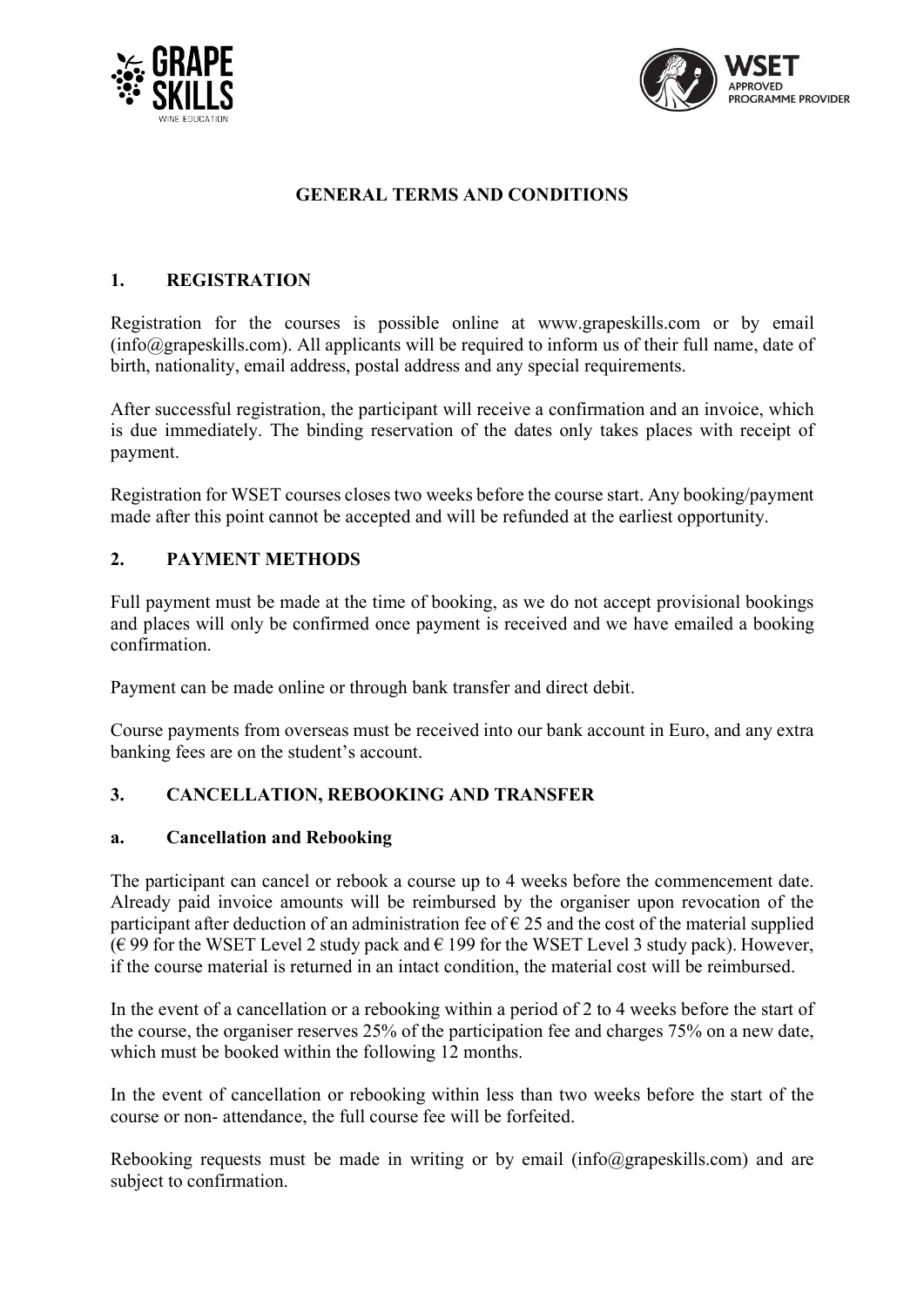# GENERAL TERMS AND CONDITIONS

## 1. REGISTRATION

Registration for the courses is possible online at www.grapeskills.com or by email (info@grapeskills.com). All applicants will be required to inform us of their full name, date of birth, nationality, email address, postal address and any special requirements.

After successful registration, the participant will receive a confirmation and an invoice, which is due immediately. The binding reservation of the dates only takes places with receipt of payment.

Registration for WSET courses closes two weeks before the course start. Any booking/payment made after this point cannot be accepted and will be refunded at the earliest opportunity.

## 2. PAYMENT METHODS

Full payment must be made at the time of booking, as we do not accept provisional bookings and places will only be confirmed once payment is received and we have emailed a booking confirmation.

Payment can be made online or through bank transfer and direct debit.

Course payments from overseas must be received into our bank account in Euro, and any extra banking fees are on the student's account.

## 3. CANCELLATION, REBOOKING AND TRANSFER

### a. Cancellation and Rebooking

The participant can cancel or rebook a course up to 4 weeks before the commencement date. Already paid invoice amounts will be reimbursed by the organiser upon revocation of the participant after deduction of an administration fee of € 25 and the cost of the material supplied (€ 99 for the WSET Level 2 study pack and € 199 for the WSET Level 3 study pack). However, if the course material is returned in an intact condition, the material cost will be reimbursed.

In the event of a cancellation or a rebooking within a period of 2 to 4 weeks before the start of the course, the organiser reserves 25% of the participation fee and charges 75% on a new date, which must be booked within the following 12 months.

In the event of cancellation or rebooking within less than two weeks before the start of the course or non- attendance, the full course fee will be forfeited.

Rebooking requests must be made in writing or by email (info@grapeskills.com) and are subject to confirmation.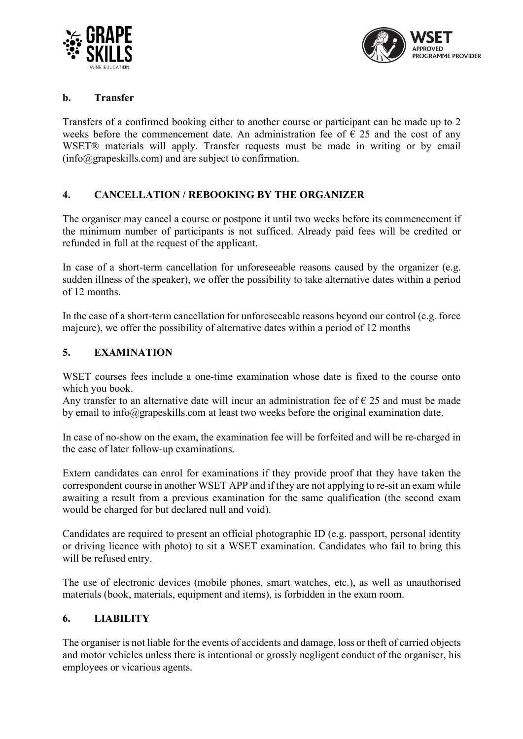**b. Transfer**

Transfers of a confirmed booking either to another course or participant can be made up to 2 weeks before the commencement date. An administration fee of € 25 and the cost of any WSET® materials will apply. Transfer requests must be made in writing or by email (info@grapeskills.com) and are subject to confirmation.

## 4. CANCELLATION / REBOOKING BY THE ORGANIZER

The organiser may cancel a course or postpone it until two weeks before its commencement if the minimum number of participants is not sufficed. Already paid fees will be credited or refunded in full at the request of the applicant.

In case of a short-term cancellation for unforeseeable reasons caused by the organizer (e.g. sudden illness of the speaker), we offer the possibility to take alternative dates within a period of 12 months.

In the case of a short-term cancellation for unforeseeable reasons beyond our control (e.g. force majeure), we offer the possibility of alternative dates within a period of 12 months

## 5. EXAMINATION

WSET courses fees include a one-time examination whose date is fixed to the course onto which you book.
Any transfer to an alternative date will incur an administration fee of € 25 and must be made by email to info@grapeskills.com at least two weeks before the original examination date.

In case of no-show on the exam, the examination fee will be forfeited and will be re-charged in the case of later follow-up examinations.

Extern candidates can enrol for examinations if they provide proof that they have taken the correspondent course in another WSET APP and if they are not applying to re-sit an exam while awaiting a result from a previous examination for the same qualification (the second exam would be charged for but declared null and void).

Candidates are required to present an official photographic ID (e.g. passport, personal identity or driving licence with photo) to sit a WSET examination. Candidates who fail to bring this will be refused entry.

The use of electronic devices (mobile phones, smart watches, etc.), as well as unauthorised materials (book, materials, equipment and items), is forbidden in the exam room.

## 6. LIABILITY

The organiser is not liable for the events of accidents and damage, loss or theft of carried objects and motor vehicles unless there is intentional or grossly negligent conduct of the organiser, his employees or vicarious agents.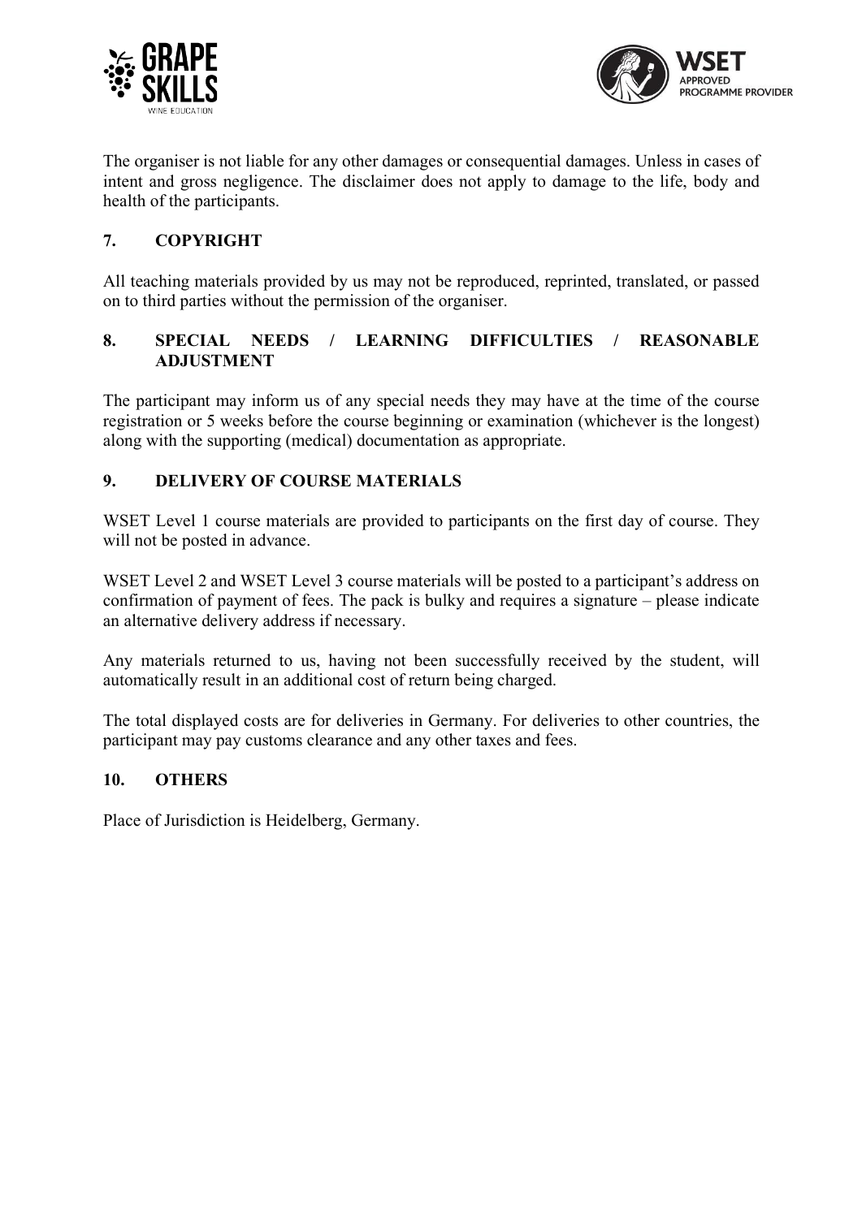The organiser is not liable for any other damages or consequential damages. Unless in cases of intent and gross negligence. The disclaimer does not apply to damage to the life, body and health of the participants.

## 7. COPYRIGHT

All teaching materials provided by us may not be reproduced, reprinted, translated, or passed on to third parties without the permission of the organiser.

## 8. SPECIAL NEEDS / LEARNING DIFFICULTIES / REASONABLE ADJUSTMENT

The participant may inform us of any special needs they may have at the time of the course registration or 5 weeks before the course beginning or examination (whichever is the longest) along with the supporting (medical) documentation as appropriate.

## 9. DELIVERY OF COURSE MATERIALS

WSET Level 1 course materials are provided to participants on the first day of course. They will not be posted in advance.

WSET Level 2 and WSET Level 3 course materials will be posted to a participant's address on confirmation of payment of fees. The pack is bulky and requires a signature – please indicate an alternative delivery address if necessary.

Any materials returned to us, having not been successfully received by the student, will automatically result in an additional cost of return being charged.

The total displayed costs are for deliveries in Germany. For deliveries to other countries, the participant may pay customs clearance and any other taxes and fees.

## 10. OTHERS

Place of Jurisdiction is Heidelberg, Germany.